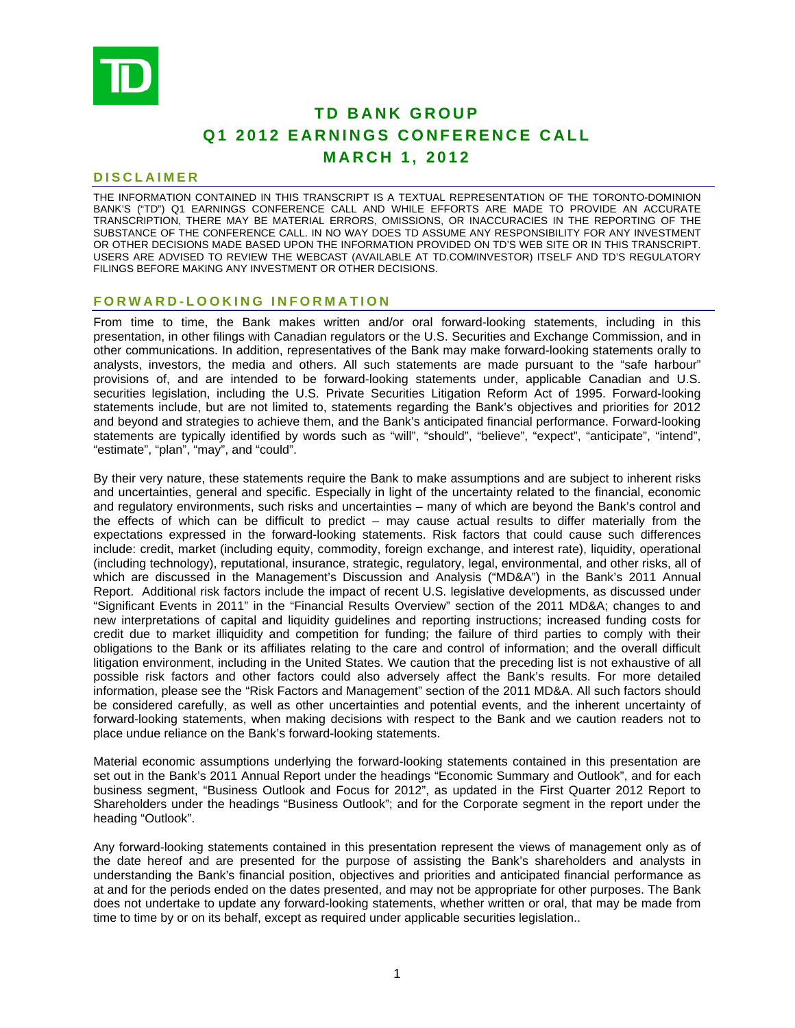# TD BANK GROUP
# Q1 2012 EARNINGS CONFERENCE CALL
# MARCH 1, 2012

## DISCLAIMER

THE INFORMATION CONTAINED IN THIS TRANSCRIPT IS A TEXTUAL REPRESENTATION OF THE TORONTO-DOMINION BANK'S ("TD") Q1 EARNINGS CONFERENCE CALL AND WHILE EFFORTS ARE MADE TO PROVIDE AN ACCURATE TRANSCRIPTION, THERE MAY BE MATERIAL ERRORS, OMISSIONS, OR INACCURACIES IN THE REPORTING OF THE SUBSTANCE OF THE CONFERENCE CALL. IN NO WAY DOES TD ASSUME ANY RESPONSIBILITY FOR ANY INVESTMENT OR OTHER DECISIONS MADE BASED UPON THE INFORMATION PROVIDED ON TD'S WEB SITE OR IN THIS TRANSCRIPT. USERS ARE ADVISED TO REVIEW THE WEBCAST (AVAILABLE AT TD.COM/INVESTOR) ITSELF AND TD'S REGULATORY FILINGS BEFORE MAKING ANY INVESTMENT OR OTHER DECISIONS.

## FORWARD-LOOKING INFORMATION

From time to time, the Bank makes written and/or oral forward-looking statements, including in this presentation, in other filings with Canadian regulators or the U.S. Securities and Exchange Commission, and in other communications. In addition, representatives of the Bank may make forward-looking statements orally to analysts, investors, the media and others. All such statements are made pursuant to the "safe harbour" provisions of, and are intended to be forward-looking statements under, applicable Canadian and U.S. securities legislation, including the U.S. Private Securities Litigation Reform Act of 1995. Forward-looking statements include, but are not limited to, statements regarding the Bank's objectives and priorities for 2012 and beyond and strategies to achieve them, and the Bank's anticipated financial performance. Forward-looking statements are typically identified by words such as "will", "should", "believe", "expect", "anticipate", "intend", "estimate", "plan", "may", and "could".

By their very nature, these statements require the Bank to make assumptions and are subject to inherent risks and uncertainties, general and specific. Especially in light of the uncertainty related to the financial, economic and regulatory environments, such risks and uncertainties – many of which are beyond the Bank's control and the effects of which can be difficult to predict – may cause actual results to differ materially from the expectations expressed in the forward-looking statements. Risk factors that could cause such differences include: credit, market (including equity, commodity, foreign exchange, and interest rate), liquidity, operational (including technology), reputational, insurance, strategic, regulatory, legal, environmental, and other risks, all of which are discussed in the Management's Discussion and Analysis ("MD&A") in the Bank's 2011 Annual Report. Additional risk factors include the impact of recent U.S. legislative developments, as discussed under "Significant Events in 2011" in the "Financial Results Overview" section of the 2011 MD&A; changes to and new interpretations of capital and liquidity guidelines and reporting instructions; increased funding costs for credit due to market illiquidity and competition for funding; the failure of third parties to comply with their obligations to the Bank or its affiliates relating to the care and control of information; and the overall difficult litigation environment, including in the United States. We caution that the preceding list is not exhaustive of all possible risk factors and other factors could also adversely affect the Bank's results. For more detailed information, please see the "Risk Factors and Management" section of the 2011 MD&A. All such factors should be considered carefully, as well as other uncertainties and potential events, and the inherent uncertainty of forward-looking statements, when making decisions with respect to the Bank and we caution readers not to place undue reliance on the Bank's forward-looking statements.

Material economic assumptions underlying the forward-looking statements contained in this presentation are set out in the Bank's 2011 Annual Report under the headings "Economic Summary and Outlook", and for each business segment, "Business Outlook and Focus for 2012", as updated in the First Quarter 2012 Report to Shareholders under the headings "Business Outlook"; and for the Corporate segment in the report under the heading "Outlook".

Any forward-looking statements contained in this presentation represent the views of management only as of the date hereof and are presented for the purpose of assisting the Bank's shareholders and analysts in understanding the Bank's financial position, objectives and priorities and anticipated financial performance as at and for the periods ended on the dates presented, and may not be appropriate for other purposes. The Bank does not undertake to update any forward-looking statements, whether written or oral, that may be made from time to time by or on its behalf, except as required under applicable securities legislation..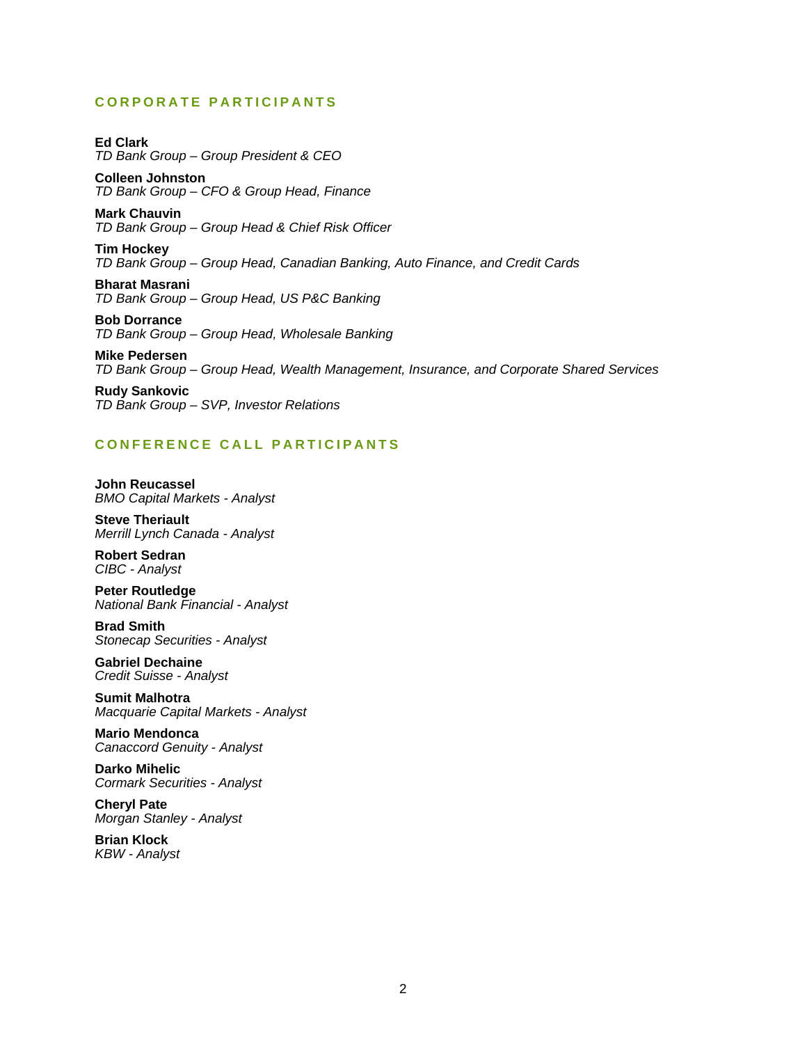## CORPORATE PARTICIPANTS

**Ed Clark**
*TD Bank Group – Group President & CEO*

**Colleen Johnston**
*TD Bank Group – CFO & Group Head, Finance*

**Mark Chauvin**
*TD Bank Group – Group Head & Chief Risk Officer*

**Tim Hockey**
*TD Bank Group – Group Head, Canadian Banking, Auto Finance, and Credit Cards*

**Bharat Masrani**
*TD Bank Group – Group Head, US P&C Banking*

**Bob Dorrance**
*TD Bank Group – Group Head, Wholesale Banking*

**Mike Pedersen**
*TD Bank Group – Group Head, Wealth Management, Insurance, and Corporate Shared Services*

**Rudy Sankovic**
*TD Bank Group – SVP, Investor Relations*

## CONFERENCE CALL PARTICIPANTS

**John Reucassel**
*BMO Capital Markets - Analyst*

**Steve Theriault**
*Merrill Lynch Canada - Analyst*

**Robert Sedran**
*CIBC - Analyst*

**Peter Routledge**
*National Bank Financial - Analyst*

**Brad Smith**
*Stonecap Securities - Analyst*

**Gabriel Dechaine**
*Credit Suisse - Analyst*

**Sumit Malhotra**
*Macquarie Capital Markets - Analyst*

**Mario Mendonca**
*Canaccord Genuity - Analyst*

**Darko Mihelic**
*Cormark Securities - Analyst*

**Cheryl Pate**
*Morgan Stanley - Analyst*

**Brian Klock**
*KBW - Analyst*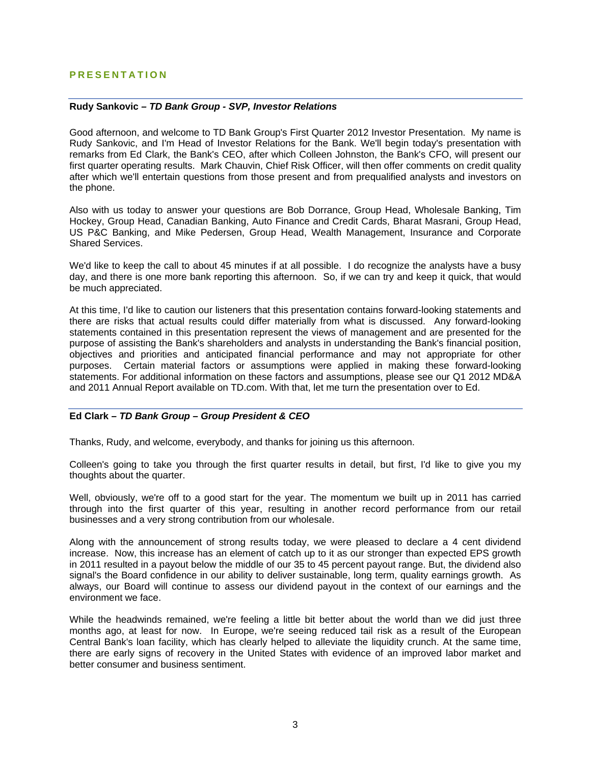## PRESENTATION

---

**Rudy Sankovic –** ***TD Bank Group - SVP, Investor Relations***

Good afternoon, and welcome to TD Bank Group's First Quarter 2012 Investor Presentation. My name is Rudy Sankovic, and I'm Head of Investor Relations for the Bank. We'll begin today's presentation with remarks from Ed Clark, the Bank's CEO, after which Colleen Johnston, the Bank's CFO, will present our first quarter operating results. Mark Chauvin, Chief Risk Officer, will then offer comments on credit quality after which we'll entertain questions from those present and from prequalified analysts and investors on the phone.

Also with us today to answer your questions are Bob Dorrance, Group Head, Wholesale Banking, Tim Hockey, Group Head, Canadian Banking, Auto Finance and Credit Cards, Bharat Masrani, Group Head, US P&C Banking, and Mike Pedersen, Group Head, Wealth Management, Insurance and Corporate Shared Services.

We'd like to keep the call to about 45 minutes if at all possible. I do recognize the analysts have a busy day, and there is one more bank reporting this afternoon. So, if we can try and keep it quick, that would be much appreciated.

At this time, I'd like to caution our listeners that this presentation contains forward-looking statements and there are risks that actual results could differ materially from what is discussed. Any forward-looking statements contained in this presentation represent the views of management and are presented for the purpose of assisting the Bank's shareholders and analysts in understanding the Bank's financial position, objectives and priorities and anticipated financial performance and may not appropriate for other purposes. Certain material factors or assumptions were applied in making these forward-looking statements. For additional information on these factors and assumptions, please see our Q1 2012 MD&A and 2011 Annual Report available on TD.com. With that, let me turn the presentation over to Ed.

---

**Ed Clark –** ***TD Bank Group – Group President & CEO***

Thanks, Rudy, and welcome, everybody, and thanks for joining us this afternoon.

Colleen's going to take you through the first quarter results in detail, but first, I'd like to give you my thoughts about the quarter.

Well, obviously, we're off to a good start for the year. The momentum we built up in 2011 has carried through into the first quarter of this year, resulting in another record performance from our retail businesses and a very strong contribution from our wholesale.

Along with the announcement of strong results today, we were pleased to declare a 4 cent dividend increase. Now, this increase has an element of catch up to it as our stronger than expected EPS growth in 2011 resulted in a payout below the middle of our 35 to 45 percent payout range. But, the dividend also signal's the Board confidence in our ability to deliver sustainable, long term, quality earnings growth. As always, our Board will continue to assess our dividend payout in the context of our earnings and the environment we face.

While the headwinds remained, we're feeling a little bit better about the world than we did just three months ago, at least for now. In Europe, we're seeing reduced tail risk as a result of the European Central Bank's loan facility, which has clearly helped to alleviate the liquidity crunch. At the same time, there are early signs of recovery in the United States with evidence of an improved labor market and better consumer and business sentiment.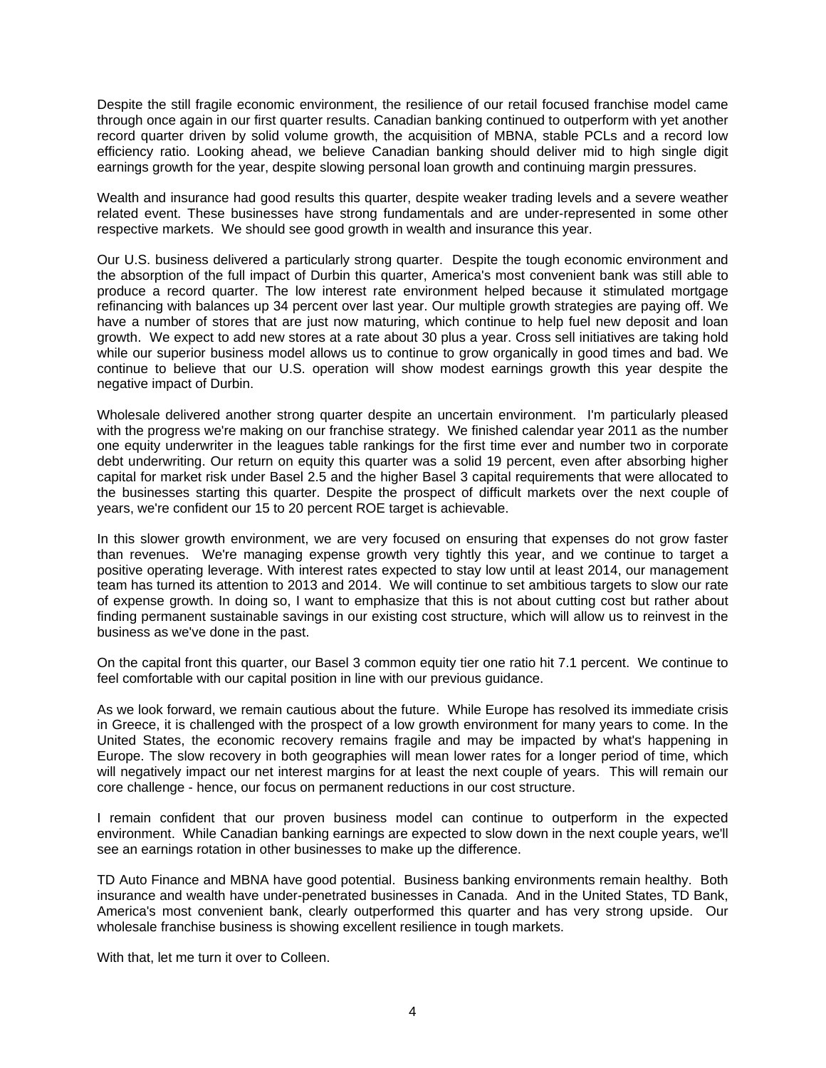Despite the still fragile economic environment, the resilience of our retail focused franchise model came through once again in our first quarter results. Canadian banking continued to outperform with yet another record quarter driven by solid volume growth, the acquisition of MBNA, stable PCLs and a record low efficiency ratio. Looking ahead, we believe Canadian banking should deliver mid to high single digit earnings growth for the year, despite slowing personal loan growth and continuing margin pressures.

Wealth and insurance had good results this quarter, despite weaker trading levels and a severe weather related event. These businesses have strong fundamentals and are under-represented in some other respective markets. We should see good growth in wealth and insurance this year.

Our U.S. business delivered a particularly strong quarter. Despite the tough economic environment and the absorption of the full impact of Durbin this quarter, America's most convenient bank was still able to produce a record quarter. The low interest rate environment helped because it stimulated mortgage refinancing with balances up 34 percent over last year. Our multiple growth strategies are paying off. We have a number of stores that are just now maturing, which continue to help fuel new deposit and loan growth. We expect to add new stores at a rate about 30 plus a year. Cross sell initiatives are taking hold while our superior business model allows us to continue to grow organically in good times and bad. We continue to believe that our U.S. operation will show modest earnings growth this year despite the negative impact of Durbin.

Wholesale delivered another strong quarter despite an uncertain environment. I'm particularly pleased with the progress we're making on our franchise strategy. We finished calendar year 2011 as the number one equity underwriter in the leagues table rankings for the first time ever and number two in corporate debt underwriting. Our return on equity this quarter was a solid 19 percent, even after absorbing higher capital for market risk under Basel 2.5 and the higher Basel 3 capital requirements that were allocated to the businesses starting this quarter. Despite the prospect of difficult markets over the next couple of years, we're confident our 15 to 20 percent ROE target is achievable.

In this slower growth environment, we are very focused on ensuring that expenses do not grow faster than revenues. We're managing expense growth very tightly this year, and we continue to target a positive operating leverage. With interest rates expected to stay low until at least 2014, our management team has turned its attention to 2013 and 2014. We will continue to set ambitious targets to slow our rate of expense growth. In doing so, I want to emphasize that this is not about cutting cost but rather about finding permanent sustainable savings in our existing cost structure, which will allow us to reinvest in the business as we've done in the past.

On the capital front this quarter, our Basel 3 common equity tier one ratio hit 7.1 percent. We continue to feel comfortable with our capital position in line with our previous guidance.

As we look forward, we remain cautious about the future. While Europe has resolved its immediate crisis in Greece, it is challenged with the prospect of a low growth environment for many years to come. In the United States, the economic recovery remains fragile and may be impacted by what's happening in Europe. The slow recovery in both geographies will mean lower rates for a longer period of time, which will negatively impact our net interest margins for at least the next couple of years. This will remain our core challenge - hence, our focus on permanent reductions in our cost structure.

I remain confident that our proven business model can continue to outperform in the expected environment. While Canadian banking earnings are expected to slow down in the next couple years, we'll see an earnings rotation in other businesses to make up the difference.

TD Auto Finance and MBNA have good potential. Business banking environments remain healthy. Both insurance and wealth have under-penetrated businesses in Canada. And in the United States, TD Bank, America's most convenient bank, clearly outperformed this quarter and has very strong upside. Our wholesale franchise business is showing excellent resilience in tough markets.

With that, let me turn it over to Colleen.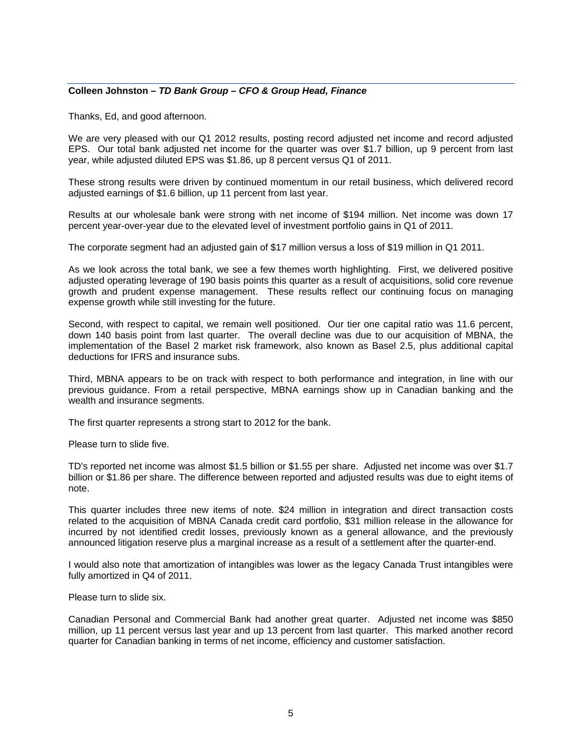**Colleen Johnston –** ***TD Bank Group – CFO & Group Head, Finance***

Thanks, Ed, and good afternoon.

We are very pleased with our Q1 2012 results, posting record adjusted net income and record adjusted EPS. Our total bank adjusted net income for the quarter was over $1.7 billion, up 9 percent from last year, while adjusted diluted EPS was $1.86, up 8 percent versus Q1 of 2011.

These strong results were driven by continued momentum in our retail business, which delivered record adjusted earnings of $1.6 billion, up 11 percent from last year.

Results at our wholesale bank were strong with net income of $194 million. Net income was down 17 percent year-over-year due to the elevated level of investment portfolio gains in Q1 of 2011.

The corporate segment had an adjusted gain of $17 million versus a loss of $19 million in Q1 2011.

As we look across the total bank, we see a few themes worth highlighting. First, we delivered positive adjusted operating leverage of 190 basis points this quarter as a result of acquisitions, solid core revenue growth and prudent expense management. These results reflect our continuing focus on managing expense growth while still investing for the future.

Second, with respect to capital, we remain well positioned. Our tier one capital ratio was 11.6 percent, down 140 basis point from last quarter. The overall decline was due to our acquisition of MBNA, the implementation of the Basel 2 market risk framework, also known as Basel 2.5, plus additional capital deductions for IFRS and insurance subs.

Third, MBNA appears to be on track with respect to both performance and integration, in line with our previous guidance. From a retail perspective, MBNA earnings show up in Canadian banking and the wealth and insurance segments.

The first quarter represents a strong start to 2012 for the bank.

Please turn to slide five.

TD's reported net income was almost $1.5 billion or $1.55 per share. Adjusted net income was over $1.7 billion or $1.86 per share. The difference between reported and adjusted results was due to eight items of note.

This quarter includes three new items of note. $24 million in integration and direct transaction costs related to the acquisition of MBNA Canada credit card portfolio, $31 million release in the allowance for incurred by not identified credit losses, previously known as a general allowance, and the previously announced litigation reserve plus a marginal increase as a result of a settlement after the quarter-end.

I would also note that amortization of intangibles was lower as the legacy Canada Trust intangibles were fully amortized in Q4 of 2011.

Please turn to slide six.

Canadian Personal and Commercial Bank had another great quarter. Adjusted net income was $850 million, up 11 percent versus last year and up 13 percent from last quarter. This marked another record quarter for Canadian banking in terms of net income, efficiency and customer satisfaction.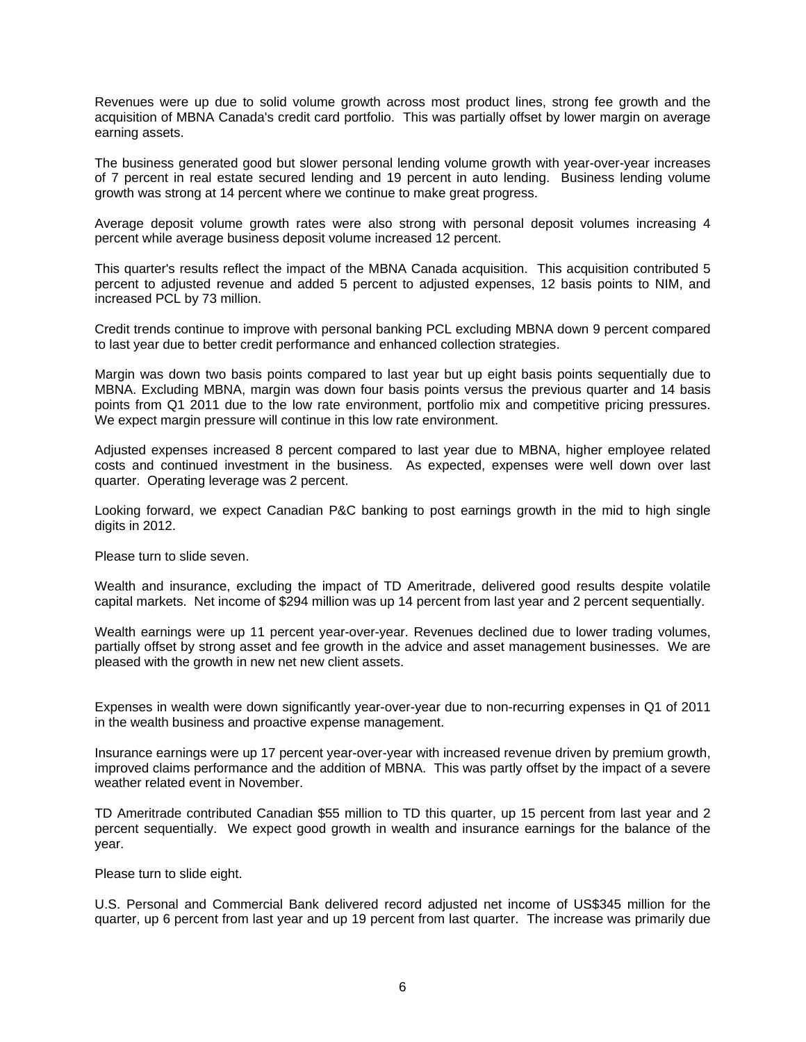Revenues were up due to solid volume growth across most product lines, strong fee growth and the acquisition of MBNA Canada's credit card portfolio. This was partially offset by lower margin on average earning assets.

The business generated good but slower personal lending volume growth with year-over-year increases of 7 percent in real estate secured lending and 19 percent in auto lending. Business lending volume growth was strong at 14 percent where we continue to make great progress.

Average deposit volume growth rates were also strong with personal deposit volumes increasing 4 percent while average business deposit volume increased 12 percent.

This quarter's results reflect the impact of the MBNA Canada acquisition. This acquisition contributed 5 percent to adjusted revenue and added 5 percent to adjusted expenses, 12 basis points to NIM, and increased PCL by 73 million.

Credit trends continue to improve with personal banking PCL excluding MBNA down 9 percent compared to last year due to better credit performance and enhanced collection strategies.

Margin was down two basis points compared to last year but up eight basis points sequentially due to MBNA. Excluding MBNA, margin was down four basis points versus the previous quarter and 14 basis points from Q1 2011 due to the low rate environment, portfolio mix and competitive pricing pressures. We expect margin pressure will continue in this low rate environment.

Adjusted expenses increased 8 percent compared to last year due to MBNA, higher employee related costs and continued investment in the business. As expected, expenses were well down over last quarter. Operating leverage was 2 percent.

Looking forward, we expect Canadian P&C banking to post earnings growth in the mid to high single digits in 2012.

Please turn to slide seven.

Wealth and insurance, excluding the impact of TD Ameritrade, delivered good results despite volatile capital markets. Net income of $294 million was up 14 percent from last year and 2 percent sequentially.

Wealth earnings were up 11 percent year-over-year. Revenues declined due to lower trading volumes, partially offset by strong asset and fee growth in the advice and asset management businesses. We are pleased with the growth in new net new client assets.

Expenses in wealth were down significantly year-over-year due to non-recurring expenses in Q1 of 2011 in the wealth business and proactive expense management.

Insurance earnings were up 17 percent year-over-year with increased revenue driven by premium growth, improved claims performance and the addition of MBNA. This was partly offset by the impact of a severe weather related event in November.

TD Ameritrade contributed Canadian $55 million to TD this quarter, up 15 percent from last year and 2 percent sequentially. We expect good growth in wealth and insurance earnings for the balance of the year.

Please turn to slide eight.

U.S. Personal and Commercial Bank delivered record adjusted net income of US$345 million for the quarter, up 6 percent from last year and up 19 percent from last quarter. The increase was primarily due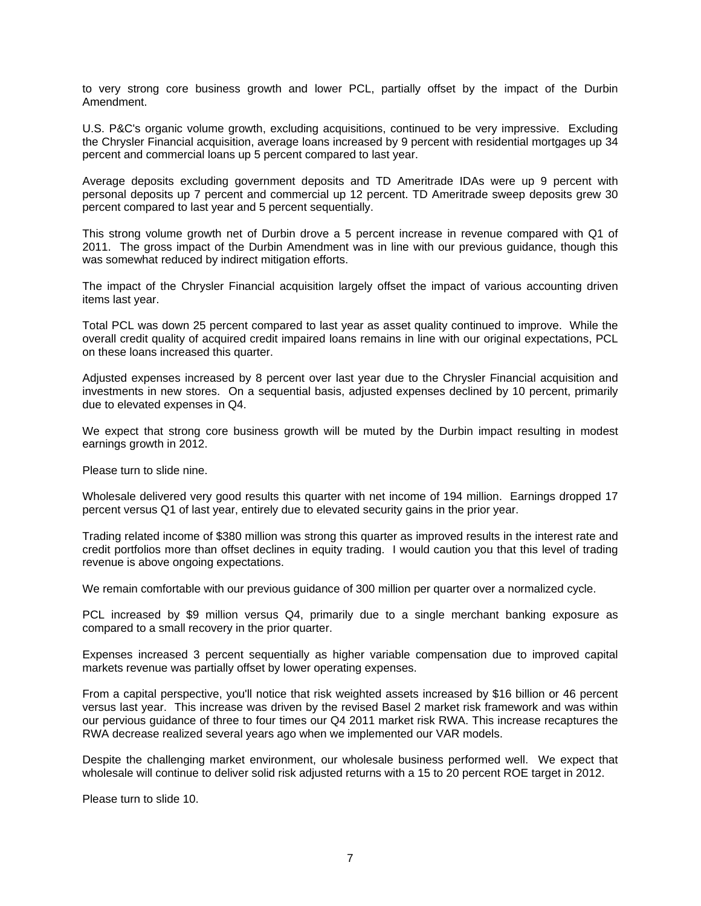to very strong core business growth and lower PCL, partially offset by the impact of the Durbin Amendment.

U.S. P&C's organic volume growth, excluding acquisitions, continued to be very impressive. Excluding the Chrysler Financial acquisition, average loans increased by 9 percent with residential mortgages up 34 percent and commercial loans up 5 percent compared to last year.

Average deposits excluding government deposits and TD Ameritrade IDAs were up 9 percent with personal deposits up 7 percent and commercial up 12 percent. TD Ameritrade sweep deposits grew 30 percent compared to last year and 5 percent sequentially.

This strong volume growth net of Durbin drove a 5 percent increase in revenue compared with Q1 of 2011. The gross impact of the Durbin Amendment was in line with our previous guidance, though this was somewhat reduced by indirect mitigation efforts.

The impact of the Chrysler Financial acquisition largely offset the impact of various accounting driven items last year.

Total PCL was down 25 percent compared to last year as asset quality continued to improve. While the overall credit quality of acquired credit impaired loans remains in line with our original expectations, PCL on these loans increased this quarter.

Adjusted expenses increased by 8 percent over last year due to the Chrysler Financial acquisition and investments in new stores. On a sequential basis, adjusted expenses declined by 10 percent, primarily due to elevated expenses in Q4.

We expect that strong core business growth will be muted by the Durbin impact resulting in modest earnings growth in 2012.

Please turn to slide nine.

Wholesale delivered very good results this quarter with net income of 194 million. Earnings dropped 17 percent versus Q1 of last year, entirely due to elevated security gains in the prior year.

Trading related income of $380 million was strong this quarter as improved results in the interest rate and credit portfolios more than offset declines in equity trading. I would caution you that this level of trading revenue is above ongoing expectations.

We remain comfortable with our previous guidance of 300 million per quarter over a normalized cycle.

PCL increased by $9 million versus Q4, primarily due to a single merchant banking exposure as compared to a small recovery in the prior quarter.

Expenses increased 3 percent sequentially as higher variable compensation due to improved capital markets revenue was partially offset by lower operating expenses.

From a capital perspective, you'll notice that risk weighted assets increased by $16 billion or 46 percent versus last year. This increase was driven by the revised Basel 2 market risk framework and was within our pervious guidance of three to four times our Q4 2011 market risk RWA. This increase recaptures the RWA decrease realized several years ago when we implemented our VAR models.

Despite the challenging market environment, our wholesale business performed well. We expect that wholesale will continue to deliver solid risk adjusted returns with a 15 to 20 percent ROE target in 2012.

Please turn to slide 10.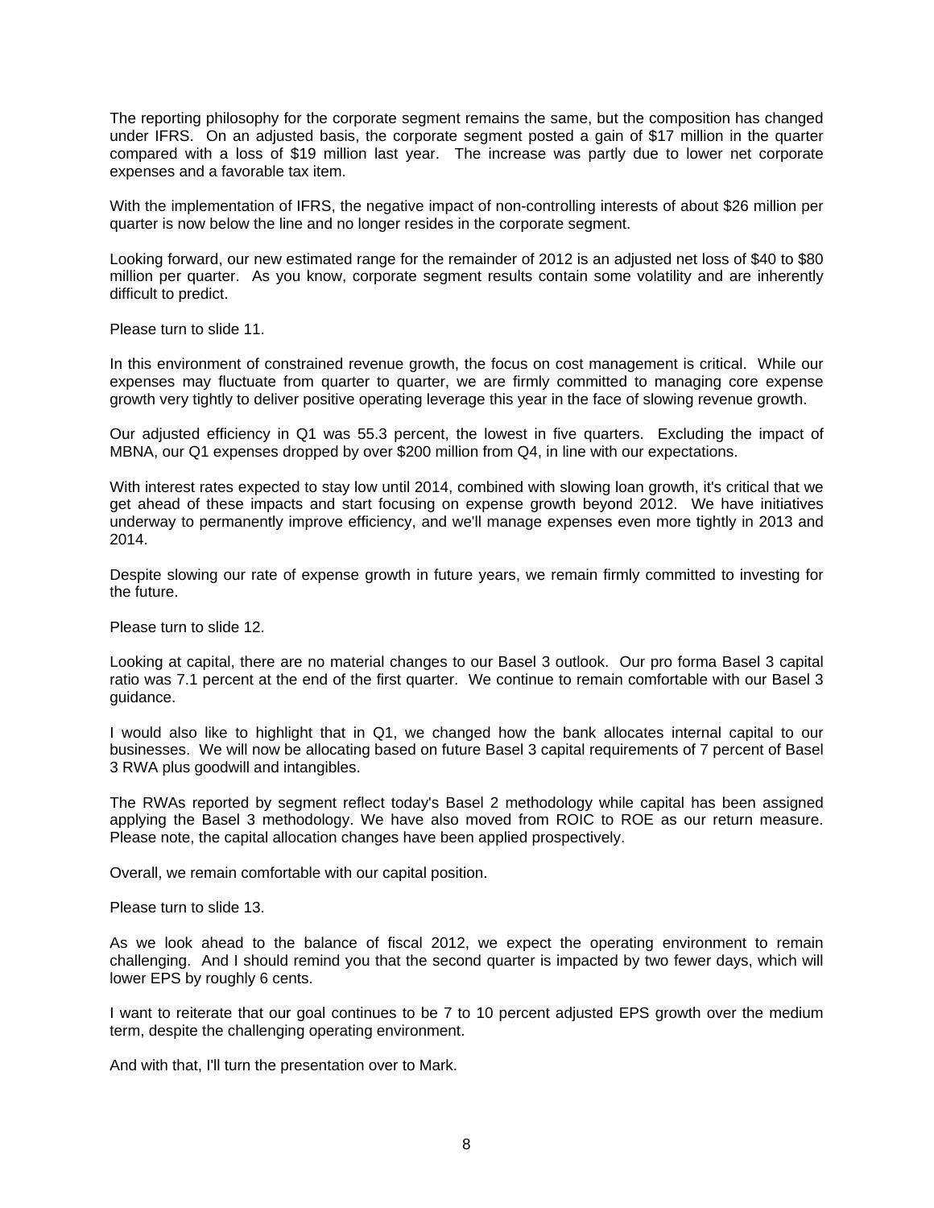The reporting philosophy for the corporate segment remains the same, but the composition has changed under IFRS. On an adjusted basis, the corporate segment posted a gain of $17 million in the quarter compared with a loss of $19 million last year. The increase was partly due to lower net corporate expenses and a favorable tax item.

With the implementation of IFRS, the negative impact of non-controlling interests of about $26 million per quarter is now below the line and no longer resides in the corporate segment.

Looking forward, our new estimated range for the remainder of 2012 is an adjusted net loss of $40 to $80 million per quarter. As you know, corporate segment results contain some volatility and are inherently difficult to predict.

Please turn to slide 11.

In this environment of constrained revenue growth, the focus on cost management is critical. While our expenses may fluctuate from quarter to quarter, we are firmly committed to managing core expense growth very tightly to deliver positive operating leverage this year in the face of slowing revenue growth.

Our adjusted efficiency in Q1 was 55.3 percent, the lowest in five quarters. Excluding the impact of MBNA, our Q1 expenses dropped by over $200 million from Q4, in line with our expectations.

With interest rates expected to stay low until 2014, combined with slowing loan growth, it's critical that we get ahead of these impacts and start focusing on expense growth beyond 2012. We have initiatives underway to permanently improve efficiency, and we'll manage expenses even more tightly in 2013 and 2014.

Despite slowing our rate of expense growth in future years, we remain firmly committed to investing for the future.

Please turn to slide 12.

Looking at capital, there are no material changes to our Basel 3 outlook. Our pro forma Basel 3 capital ratio was 7.1 percent at the end of the first quarter. We continue to remain comfortable with our Basel 3 guidance.

I would also like to highlight that in Q1, we changed how the bank allocates internal capital to our businesses. We will now be allocating based on future Basel 3 capital requirements of 7 percent of Basel 3 RWA plus goodwill and intangibles.

The RWAs reported by segment reflect today's Basel 2 methodology while capital has been assigned applying the Basel 3 methodology. We have also moved from ROIC to ROE as our return measure. Please note, the capital allocation changes have been applied prospectively.

Overall, we remain comfortable with our capital position.

Please turn to slide 13.

As we look ahead to the balance of fiscal 2012, we expect the operating environment to remain challenging. And I should remind you that the second quarter is impacted by two fewer days, which will lower EPS by roughly 6 cents.

I want to reiterate that our goal continues to be 7 to 10 percent adjusted EPS growth over the medium term, despite the challenging operating environment.

And with that, I'll turn the presentation over to Mark.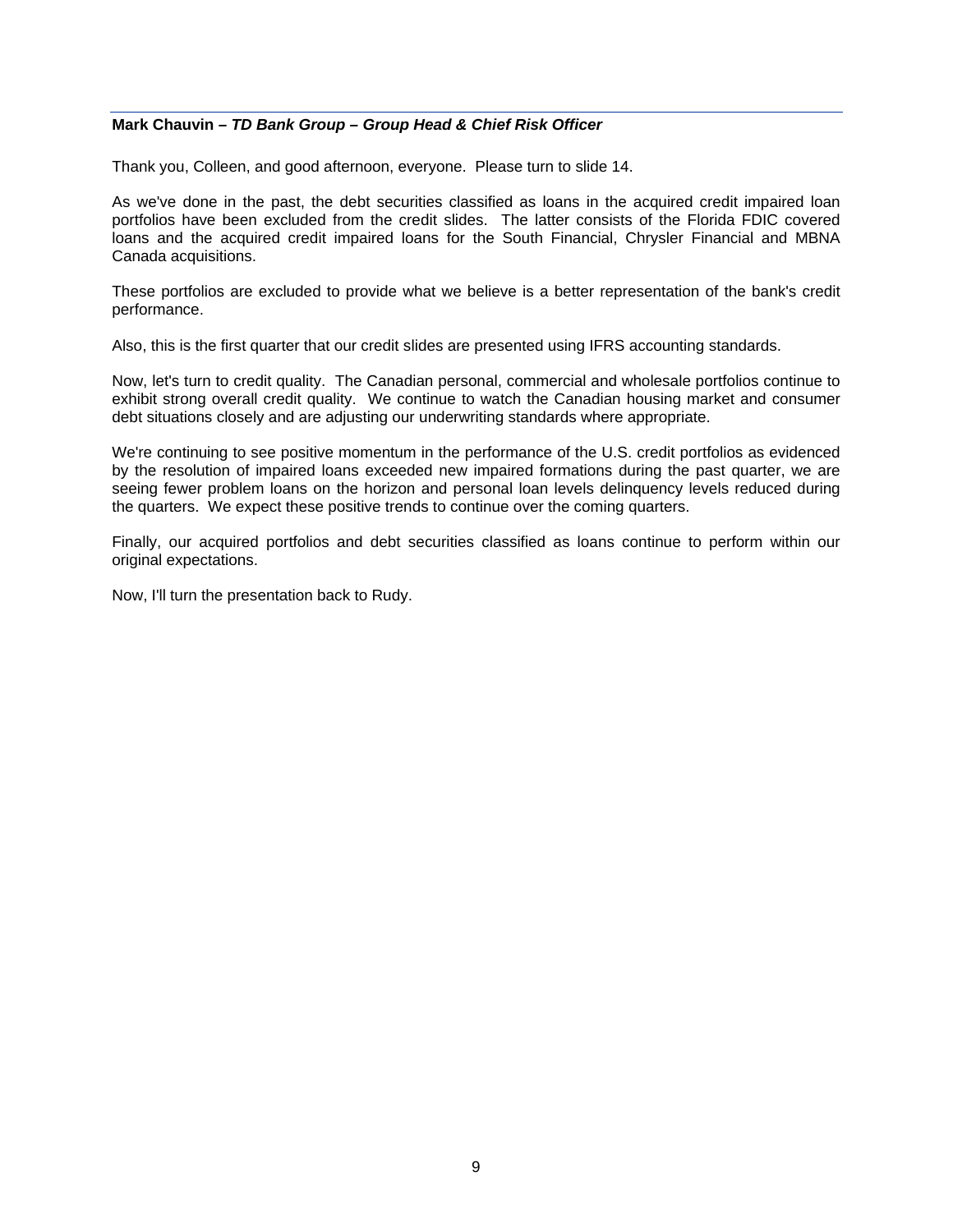**Mark Chauvin –** ***TD Bank Group – Group Head & Chief Risk Officer***

Thank you, Colleen, and good afternoon, everyone. Please turn to slide 14.

As we've done in the past, the debt securities classified as loans in the acquired credit impaired loan portfolios have been excluded from the credit slides. The latter consists of the Florida FDIC covered loans and the acquired credit impaired loans for the South Financial, Chrysler Financial and MBNA Canada acquisitions.

These portfolios are excluded to provide what we believe is a better representation of the bank's credit performance.

Also, this is the first quarter that our credit slides are presented using IFRS accounting standards.

Now, let's turn to credit quality. The Canadian personal, commercial and wholesale portfolios continue to exhibit strong overall credit quality. We continue to watch the Canadian housing market and consumer debt situations closely and are adjusting our underwriting standards where appropriate.

We're continuing to see positive momentum in the performance of the U.S. credit portfolios as evidenced by the resolution of impaired loans exceeded new impaired formations during the past quarter, we are seeing fewer problem loans on the horizon and personal loan levels delinquency levels reduced during the quarters. We expect these positive trends to continue over the coming quarters.

Finally, our acquired portfolios and debt securities classified as loans continue to perform within our original expectations.

Now, I'll turn the presentation back to Rudy.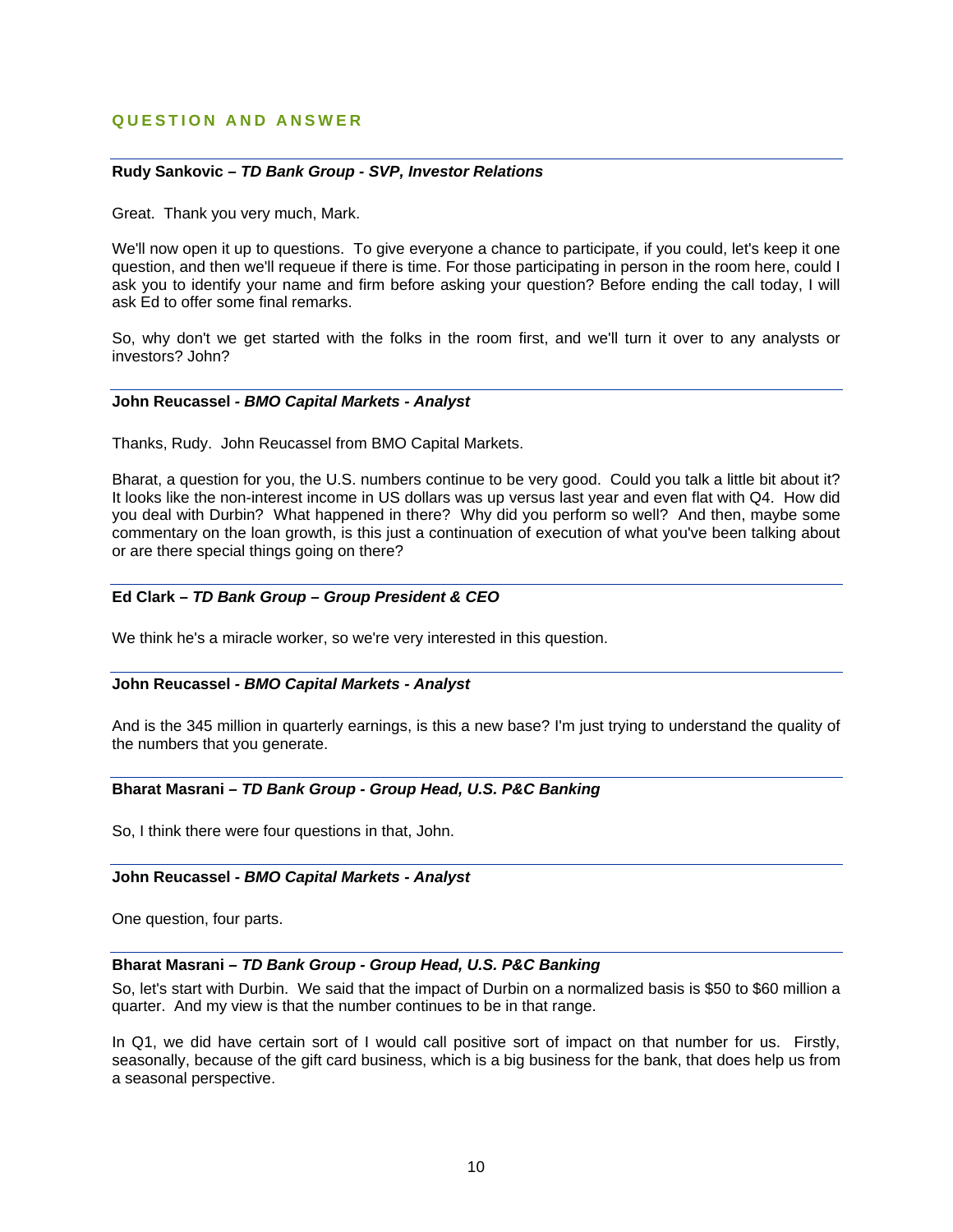## QUESTION AND ANSWER

---

**Rudy Sankovic –** ***TD Bank Group - SVP, Investor Relations***

Great. Thank you very much, Mark.

We'll now open it up to questions. To give everyone a chance to participate, if you could, let's keep it one question, and then we'll requeue if there is time. For those participating in person in the room here, could I ask you to identify your name and firm before asking your question? Before ending the call today, I will ask Ed to offer some final remarks.

So, why don't we get started with the folks in the room first, and we'll turn it over to any analysts or investors? John?

---

**John Reucassel -** ***BMO Capital Markets - Analyst***

Thanks, Rudy. John Reucassel from BMO Capital Markets.

Bharat, a question for you, the U.S. numbers continue to be very good. Could you talk a little bit about it? It looks like the non-interest income in US dollars was up versus last year and even flat with Q4. How did you deal with Durbin? What happened in there? Why did you perform so well? And then, maybe some commentary on the loan growth, is this just a continuation of execution of what you've been talking about or are there special things going on there?

---

**Ed Clark –** ***TD Bank Group – Group President & CEO***

We think he's a miracle worker, so we're very interested in this question.

---

**John Reucassel -** ***BMO Capital Markets - Analyst***

And is the 345 million in quarterly earnings, is this a new base? I'm just trying to understand the quality of the numbers that you generate.

---

**Bharat Masrani –** ***TD Bank Group - Group Head, U.S. P&C Banking***

So, I think there were four questions in that, John.

---

**John Reucassel -** ***BMO Capital Markets - Analyst***

One question, four parts.

---

**Bharat Masrani –** ***TD Bank Group - Group Head, U.S. P&C Banking***

So, let's start with Durbin. We said that the impact of Durbin on a normalized basis is $50 to $60 million a quarter. And my view is that the number continues to be in that range.

In Q1, we did have certain sort of I would call positive sort of impact on that number for us. Firstly, seasonally, because of the gift card business, which is a big business for the bank, that does help us from a seasonal perspective.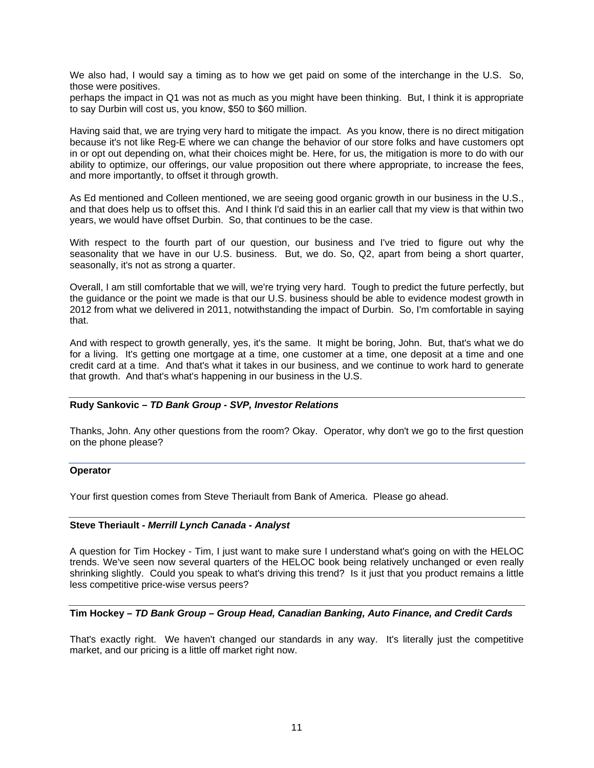We also had, I would say a timing as to how we get paid on some of the interchange in the U.S. So, those were positives.
perhaps the impact in Q1 was not as much as you might have been thinking. But, I think it is appropriate to say Durbin will cost us, you know, $50 to $60 million.

Having said that, we are trying very hard to mitigate the impact. As you know, there is no direct mitigation because it's not like Reg-E where we can change the behavior of our store folks and have customers opt in or opt out depending on, what their choices might be. Here, for us, the mitigation is more to do with our ability to optimize, our offerings, our value proposition out there where appropriate, to increase the fees, and more importantly, to offset it through growth.

As Ed mentioned and Colleen mentioned, we are seeing good organic growth in our business in the U.S., and that does help us to offset this. And I think I'd said this in an earlier call that my view is that within two years, we would have offset Durbin. So, that continues to be the case.

With respect to the fourth part of our question, our business and I've tried to figure out why the seasonality that we have in our U.S. business. But, we do. So, Q2, apart from being a short quarter, seasonally, it's not as strong a quarter.

Overall, I am still comfortable that we will, we're trying very hard. Tough to predict the future perfectly, but the guidance or the point we made is that our U.S. business should be able to evidence modest growth in 2012 from what we delivered in 2011, notwithstanding the impact of Durbin. So, I'm comfortable in saying that.

And with respect to growth generally, yes, it's the same. It might be boring, John. But, that's what we do for a living. It's getting one mortgage at a time, one customer at a time, one deposit at a time and one credit card at a time. And that's what it takes in our business, and we continue to work hard to generate that growth. And that's what's happening in our business in the U.S.

**Rudy Sankovic –** ***TD Bank Group - SVP, Investor Relations***

Thanks, John. Any other questions from the room? Okay. Operator, why don't we go to the first question on the phone please?

**Operator**

Your first question comes from Steve Theriault from Bank of America. Please go ahead.

**Steve Theriault -** ***Merrill Lynch Canada - Analyst***

A question for Tim Hockey - Tim, I just want to make sure I understand what's going on with the HELOC trends. We've seen now several quarters of the HELOC book being relatively unchanged or even really shrinking slightly. Could you speak to what's driving this trend? Is it just that you product remains a little less competitive price-wise versus peers?

**Tim Hockey –** ***TD Bank Group – Group Head, Canadian Banking, Auto Finance, and Credit Cards***

That's exactly right. We haven't changed our standards in any way. It's literally just the competitive market, and our pricing is a little off market right now.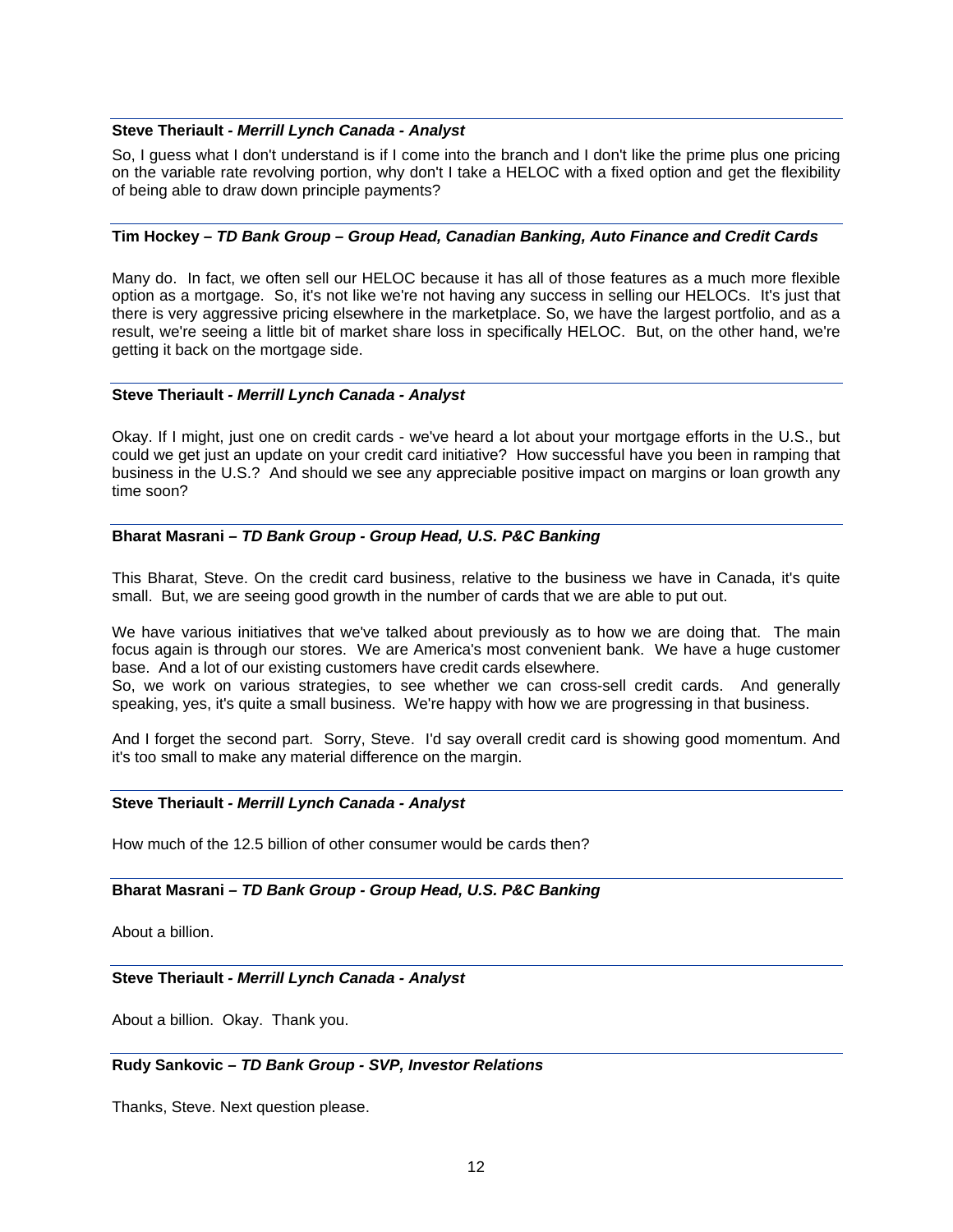**Steve Theriault -** ***Merrill Lynch Canada - Analyst***

So, I guess what I don't understand is if I come into the branch and I don't like the prime plus one pricing on the variable rate revolving portion, why don't I take a HELOC with a fixed option and get the flexibility of being able to draw down principle payments?

**Tim Hockey –** ***TD Bank Group – Group Head, Canadian Banking, Auto Finance and Credit Cards***

Many do. In fact, we often sell our HELOC because it has all of those features as a much more flexible option as a mortgage. So, it's not like we're not having any success in selling our HELOCs. It's just that there is very aggressive pricing elsewhere in the marketplace. So, we have the largest portfolio, and as a result, we're seeing a little bit of market share loss in specifically HELOC. But, on the other hand, we're getting it back on the mortgage side.

**Steve Theriault -** ***Merrill Lynch Canada - Analyst***

Okay. If I might, just one on credit cards - we've heard a lot about your mortgage efforts in the U.S., but could we get just an update on your credit card initiative? How successful have you been in ramping that business in the U.S.? And should we see any appreciable positive impact on margins or loan growth any time soon?

**Bharat Masrani –** ***TD Bank Group - Group Head, U.S. P&C Banking***

This Bharat, Steve. On the credit card business, relative to the business we have in Canada, it's quite small. But, we are seeing good growth in the number of cards that we are able to put out.

We have various initiatives that we've talked about previously as to how we are doing that. The main focus again is through our stores. We are America's most convenient bank. We have a huge customer base. And a lot of our existing customers have credit cards elsewhere.
So, we work on various strategies, to see whether we can cross-sell credit cards. And generally speaking, yes, it's quite a small business. We're happy with how we are progressing in that business.

And I forget the second part. Sorry, Steve. I'd say overall credit card is showing good momentum. And it's too small to make any material difference on the margin.

**Steve Theriault -** ***Merrill Lynch Canada - Analyst***

How much of the 12.5 billion of other consumer would be cards then?

**Bharat Masrani –** ***TD Bank Group - Group Head, U.S. P&C Banking***

About a billion.

**Steve Theriault -** ***Merrill Lynch Canada - Analyst***

About a billion. Okay. Thank you.

**Rudy Sankovic –** ***TD Bank Group - SVP, Investor Relations***

Thanks, Steve. Next question please.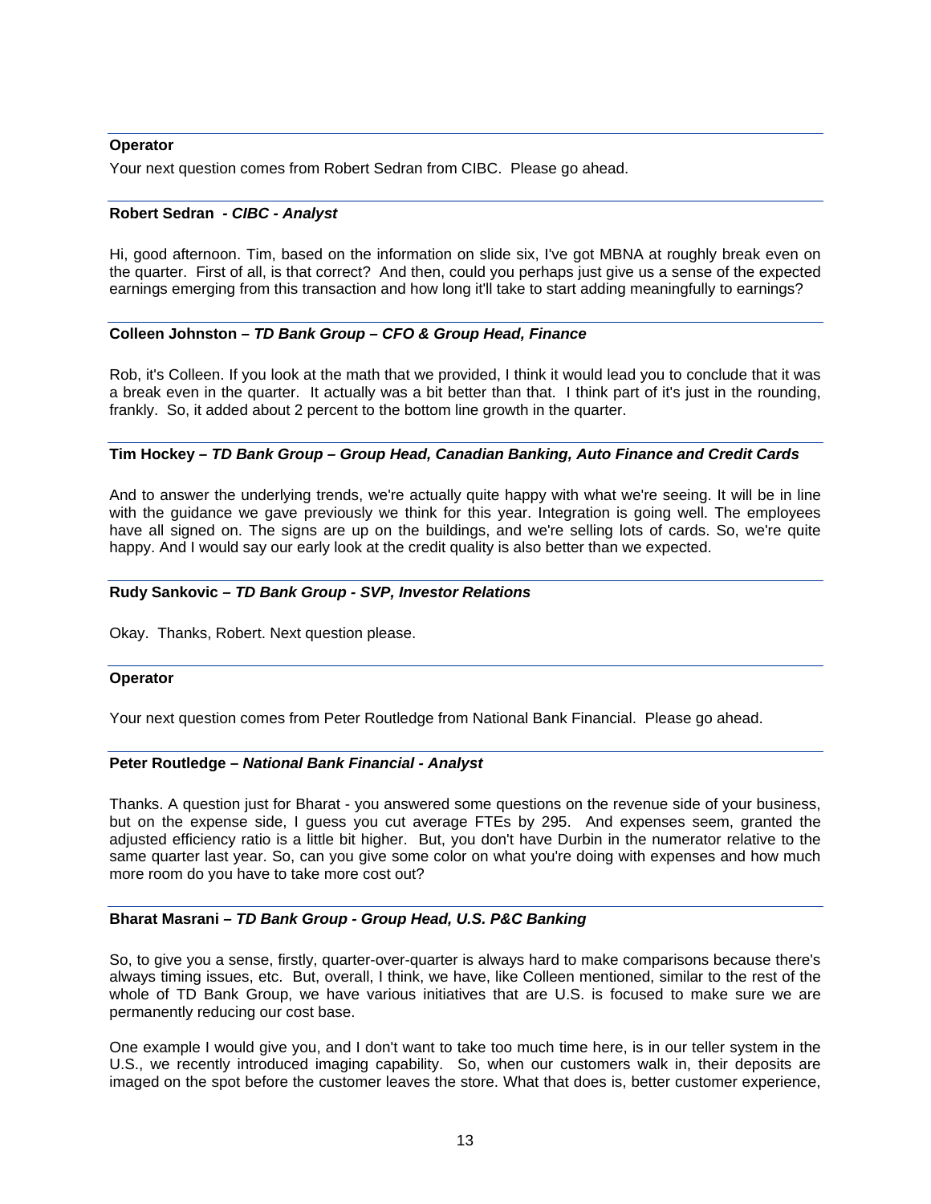**Operator**

Your next question comes from Robert Sedran from CIBC. Please go ahead.

**Robert Sedran - *CIBC - Analyst***

Hi, good afternoon. Tim, based on the information on slide six, I've got MBNA at roughly break even on the quarter. First of all, is that correct? And then, could you perhaps just give us a sense of the expected earnings emerging from this transaction and how long it'll take to start adding meaningfully to earnings?

**Colleen Johnston – *TD Bank Group – CFO & Group Head, Finance***

Rob, it's Colleen. If you look at the math that we provided, I think it would lead you to conclude that it was a break even in the quarter. It actually was a bit better than that. I think part of it's just in the rounding, frankly. So, it added about 2 percent to the bottom line growth in the quarter.

**Tim Hockey – *TD Bank Group – Group Head, Canadian Banking, Auto Finance and Credit Cards***

And to answer the underlying trends, we're actually quite happy with what we're seeing. It will be in line with the guidance we gave previously we think for this year. Integration is going well. The employees have all signed on. The signs are up on the buildings, and we're selling lots of cards. So, we're quite happy. And I would say our early look at the credit quality is also better than we expected.

**Rudy Sankovic – *TD Bank Group - SVP, Investor Relations***

Okay. Thanks, Robert. Next question please.

**Operator**

Your next question comes from Peter Routledge from National Bank Financial. Please go ahead.

**Peter Routledge – *National Bank Financial - Analyst***

Thanks. A question just for Bharat - you answered some questions on the revenue side of your business, but on the expense side, I guess you cut average FTEs by 295. And expenses seem, granted the adjusted efficiency ratio is a little bit higher. But, you don't have Durbin in the numerator relative to the same quarter last year. So, can you give some color on what you're doing with expenses and how much more room do you have to take more cost out?

**Bharat Masrani – *TD Bank Group - Group Head, U.S. P&C Banking***

So, to give you a sense, firstly, quarter-over-quarter is always hard to make comparisons because there's always timing issues, etc. But, overall, I think, we have, like Colleen mentioned, similar to the rest of the whole of TD Bank Group, we have various initiatives that are U.S. is focused to make sure we are permanently reducing our cost base.

One example I would give you, and I don't want to take too much time here, is in our teller system in the U.S., we recently introduced imaging capability. So, when our customers walk in, their deposits are imaged on the spot before the customer leaves the store. What that does is, better customer experience,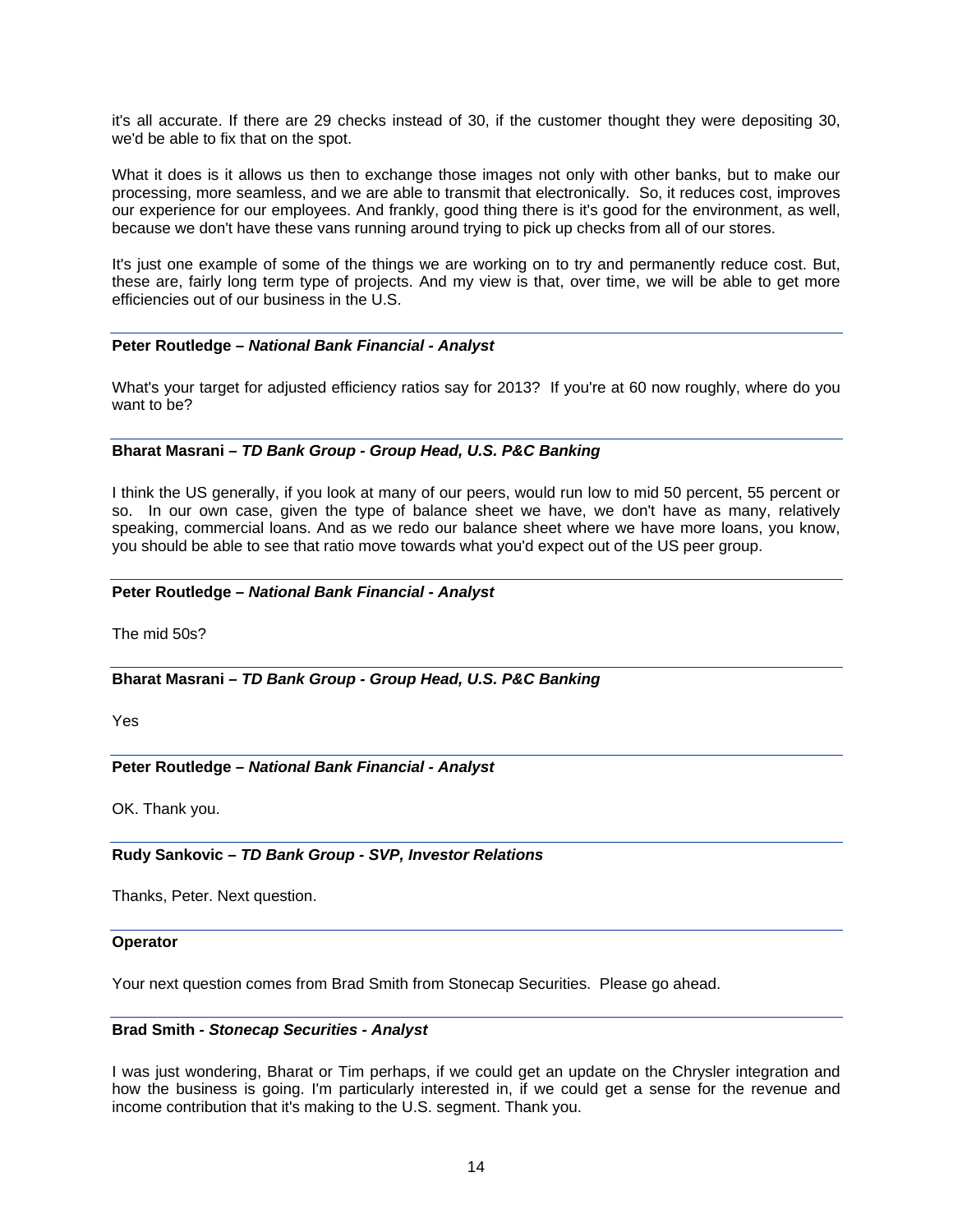it's all accurate. If there are 29 checks instead of 30, if the customer thought they were depositing 30, we'd be able to fix that on the spot.

What it does is it allows us then to exchange those images not only with other banks, but to make our processing, more seamless, and we are able to transmit that electronically. So, it reduces cost, improves our experience for our employees. And frankly, good thing there is it's good for the environment, as well, because we don't have these vans running around trying to pick up checks from all of our stores.

It's just one example of some of the things we are working on to try and permanently reduce cost. But, these are, fairly long term type of projects. And my view is that, over time, we will be able to get more efficiencies out of our business in the U.S.

---

**Peter Routledge – *National Bank Financial - Analyst***

What's your target for adjusted efficiency ratios say for 2013? If you're at 60 now roughly, where do you want to be?

---

**Bharat Masrani – *TD Bank Group - Group Head, U.S. P&C Banking***

I think the US generally, if you look at many of our peers, would run low to mid 50 percent, 55 percent or so. In our own case, given the type of balance sheet we have, we don't have as many, relatively speaking, commercial loans. And as we redo our balance sheet where we have more loans, you know, you should be able to see that ratio move towards what you'd expect out of the US peer group.

---

**Peter Routledge – *National Bank Financial - Analyst***

The mid 50s?

---

**Bharat Masrani – *TD Bank Group - Group Head, U.S. P&C Banking***

Yes

---

**Peter Routledge – *National Bank Financial - Analyst***

OK. Thank you.

---

**Rudy Sankovic – *TD Bank Group - SVP, Investor Relations***

Thanks, Peter. Next question.

---

**Operator**

Your next question comes from Brad Smith from Stonecap Securities. Please go ahead.

---

**Brad Smith - *Stonecap Securities - Analyst***

I was just wondering, Bharat or Tim perhaps, if we could get an update on the Chrysler integration and how the business is going. I'm particularly interested in, if we could get a sense for the revenue and income contribution that it's making to the U.S. segment. Thank you.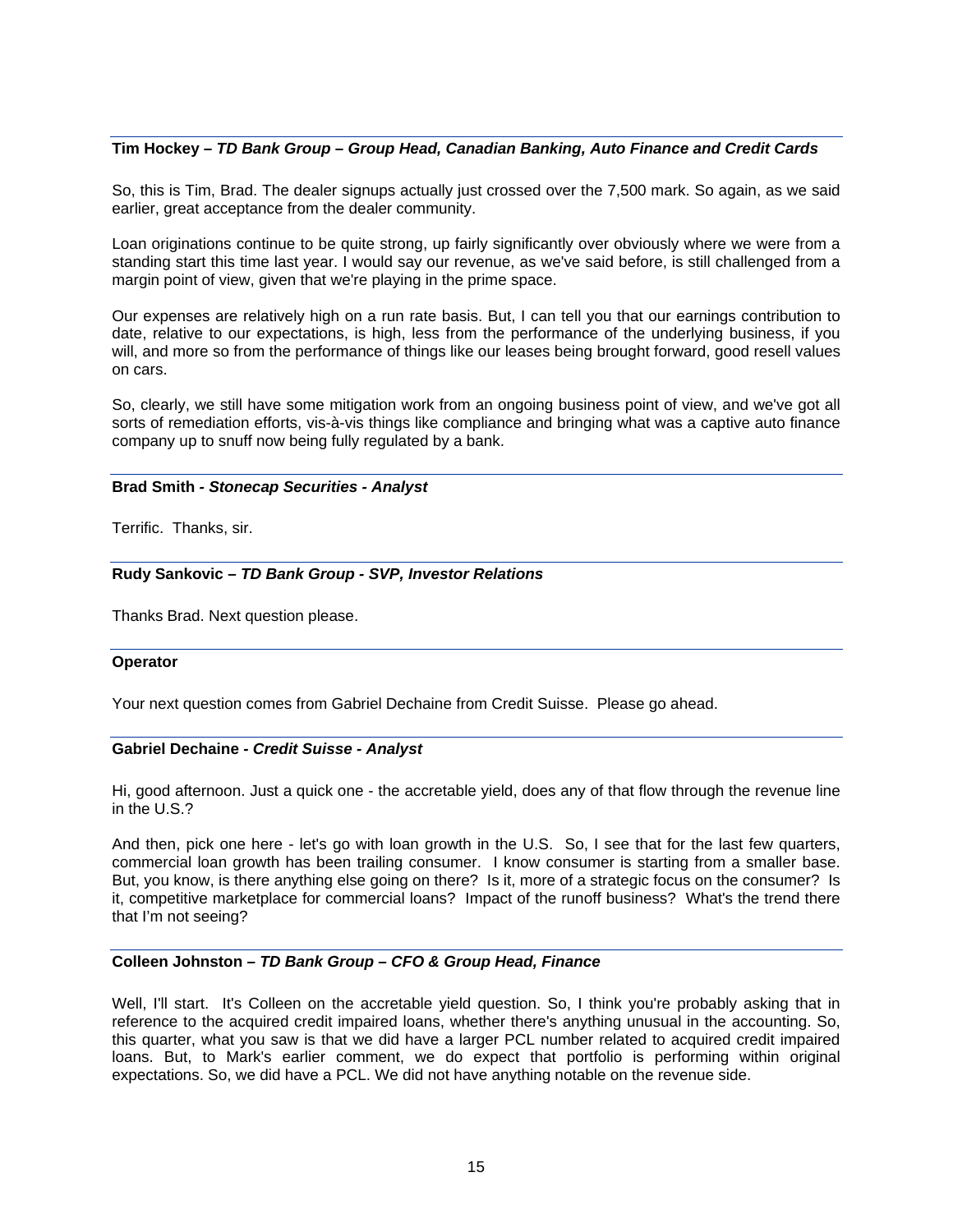**Tim Hockey –** ***TD Bank Group – Group Head, Canadian Banking, Auto Finance and Credit Cards***

So, this is Tim, Brad. The dealer signups actually just crossed over the 7,500 mark. So again, as we said earlier, great acceptance from the dealer community.

Loan originations continue to be quite strong, up fairly significantly over obviously where we were from a standing start this time last year. I would say our revenue, as we've said before, is still challenged from a margin point of view, given that we're playing in the prime space.

Our expenses are relatively high on a run rate basis. But, I can tell you that our earnings contribution to date, relative to our expectations, is high, less from the performance of the underlying business, if you will, and more so from the performance of things like our leases being brought forward, good resell values on cars.

So, clearly, we still have some mitigation work from an ongoing business point of view, and we've got all sorts of remediation efforts, vis-à-vis things like compliance and bringing what was a captive auto finance company up to snuff now being fully regulated by a bank.

**Brad Smith -** ***Stonecap Securities - Analyst***

Terrific. Thanks, sir.

**Rudy Sankovic –** ***TD Bank Group - SVP, Investor Relations***

Thanks Brad. Next question please.

**Operator**

Your next question comes from Gabriel Dechaine from Credit Suisse. Please go ahead.

**Gabriel Dechaine -** ***Credit Suisse - Analyst***

Hi, good afternoon. Just a quick one - the accretable yield, does any of that flow through the revenue line in the U.S.?

And then, pick one here - let's go with loan growth in the U.S. So, I see that for the last few quarters, commercial loan growth has been trailing consumer. I know consumer is starting from a smaller base. But, you know, is there anything else going on there? Is it, more of a strategic focus on the consumer? Is it, competitive marketplace for commercial loans? Impact of the runoff business? What's the trend there that I'm not seeing?

**Colleen Johnston –** ***TD Bank Group – CFO & Group Head, Finance***

Well, I'll start. It's Colleen on the accretable yield question. So, I think you're probably asking that in reference to the acquired credit impaired loans, whether there's anything unusual in the accounting. So, this quarter, what you saw is that we did have a larger PCL number related to acquired credit impaired loans. But, to Mark's earlier comment, we do expect that portfolio is performing within original expectations. So, we did have a PCL. We did not have anything notable on the revenue side.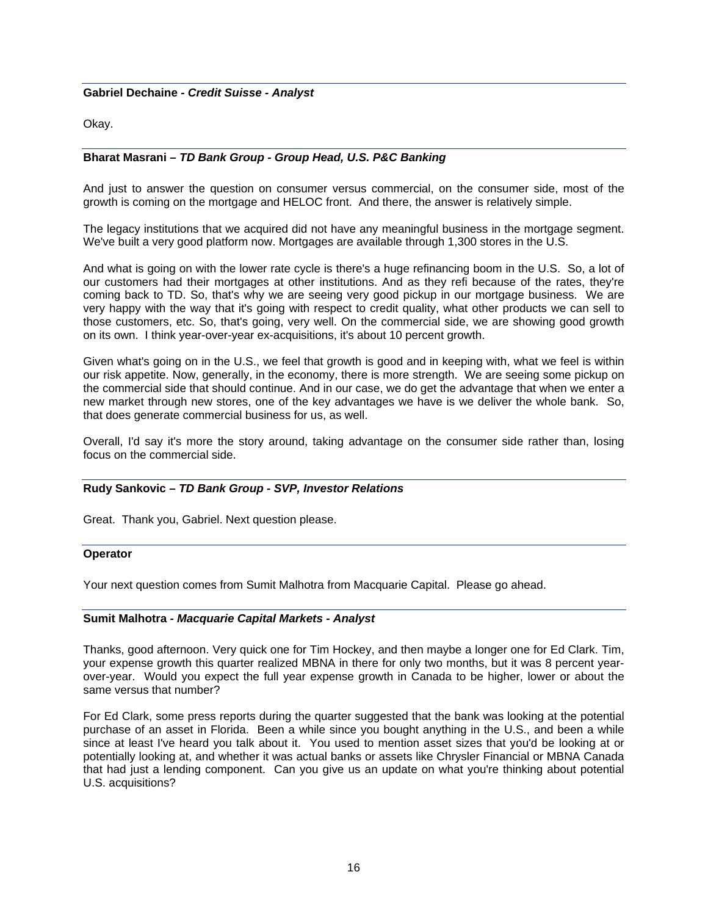**Gabriel Dechaine** - ***Credit Suisse - Analyst***

Okay.

**Bharat Masrani –** ***TD Bank Group - Group Head, U.S. P&C Banking***

And just to answer the question on consumer versus commercial, on the consumer side, most of the growth is coming on the mortgage and HELOC front. And there, the answer is relatively simple.

The legacy institutions that we acquired did not have any meaningful business in the mortgage segment. We've built a very good platform now. Mortgages are available through 1,300 stores in the U.S.

And what is going on with the lower rate cycle is there's a huge refinancing boom in the U.S. So, a lot of our customers had their mortgages at other institutions. And as they refi because of the rates, they're coming back to TD. So, that's why we are seeing very good pickup in our mortgage business. We are very happy with the way that it's going with respect to credit quality, what other products we can sell to those customers, etc. So, that's going, very well. On the commercial side, we are showing good growth on its own. I think year-over-year ex-acquisitions, it's about 10 percent growth.

Given what's going on in the U.S., we feel that growth is good and in keeping with, what we feel is within our risk appetite. Now, generally, in the economy, there is more strength. We are seeing some pickup on the commercial side that should continue. And in our case, we do get the advantage that when we enter a new market through new stores, one of the key advantages we have is we deliver the whole bank. So, that does generate commercial business for us, as well.

Overall, I'd say it's more the story around, taking advantage on the consumer side rather than, losing focus on the commercial side.

**Rudy Sankovic –** ***TD Bank Group - SVP, Investor Relations***

Great. Thank you, Gabriel. Next question please.

**Operator**

Your next question comes from Sumit Malhotra from Macquarie Capital. Please go ahead.

**Sumit Malhotra** - ***Macquarie Capital Markets - Analyst***

Thanks, good afternoon. Very quick one for Tim Hockey, and then maybe a longer one for Ed Clark. Tim, your expense growth this quarter realized MBNA in there for only two months, but it was 8 percent year-over-year. Would you expect the full year expense growth in Canada to be higher, lower or about the same versus that number?

For Ed Clark, some press reports during the quarter suggested that the bank was looking at the potential purchase of an asset in Florida. Been a while since you bought anything in the U.S., and been a while since at least I've heard you talk about it. You used to mention asset sizes that you'd be looking at or potentially looking at, and whether it was actual banks or assets like Chrysler Financial or MBNA Canada that had just a lending component. Can you give us an update on what you're thinking about potential U.S. acquisitions?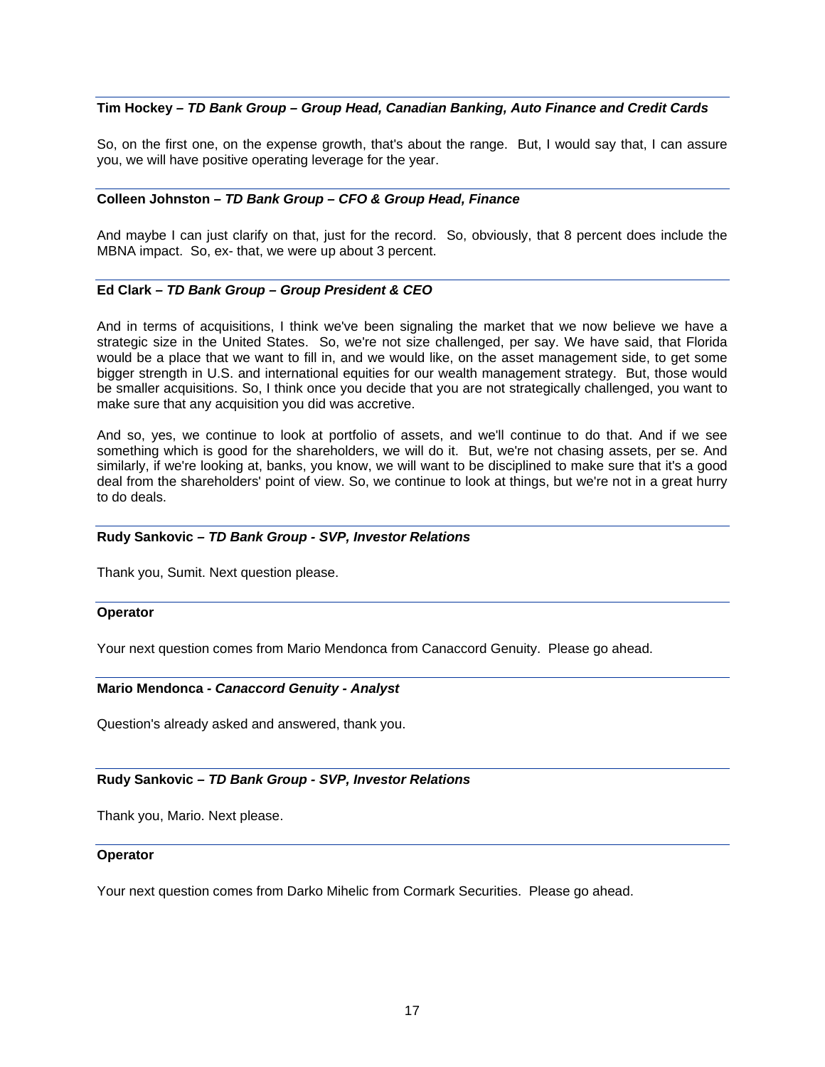**Tim Hockey –** ***TD Bank Group – Group Head, Canadian Banking, Auto Finance and Credit Cards***

So, on the first one, on the expense growth, that's about the range. But, I would say that, I can assure you, we will have positive operating leverage for the year.

**Colleen Johnston –** ***TD Bank Group – CFO & Group Head, Finance***

And maybe I can just clarify on that, just for the record. So, obviously, that 8 percent does include the MBNA impact. So, ex- that, we were up about 3 percent.

**Ed Clark –** ***TD Bank Group – Group President & CEO***

And in terms of acquisitions, I think we've been signaling the market that we now believe we have a strategic size in the United States. So, we're not size challenged, per say. We have said, that Florida would be a place that we want to fill in, and we would like, on the asset management side, to get some bigger strength in U.S. and international equities for our wealth management strategy. But, those would be smaller acquisitions. So, I think once you decide that you are not strategically challenged, you want to make sure that any acquisition you did was accretive.

And so, yes, we continue to look at portfolio of assets, and we'll continue to do that. And if we see something which is good for the shareholders, we will do it. But, we're not chasing assets, per se. And similarly, if we're looking at, banks, you know, we will want to be disciplined to make sure that it's a good deal from the shareholders' point of view. So, we continue to look at things, but we're not in a great hurry to do deals.

**Rudy Sankovic –** ***TD Bank Group - SVP, Investor Relations***

Thank you, Sumit. Next question please.

**Operator**

Your next question comes from Mario Mendonca from Canaccord Genuity. Please go ahead.

**Mario Mendonca -** ***Canaccord Genuity - Analyst***

Question's already asked and answered, thank you.

**Rudy Sankovic –** ***TD Bank Group - SVP, Investor Relations***

Thank you, Mario. Next please.

**Operator**

Your next question comes from Darko Mihelic from Cormark Securities. Please go ahead.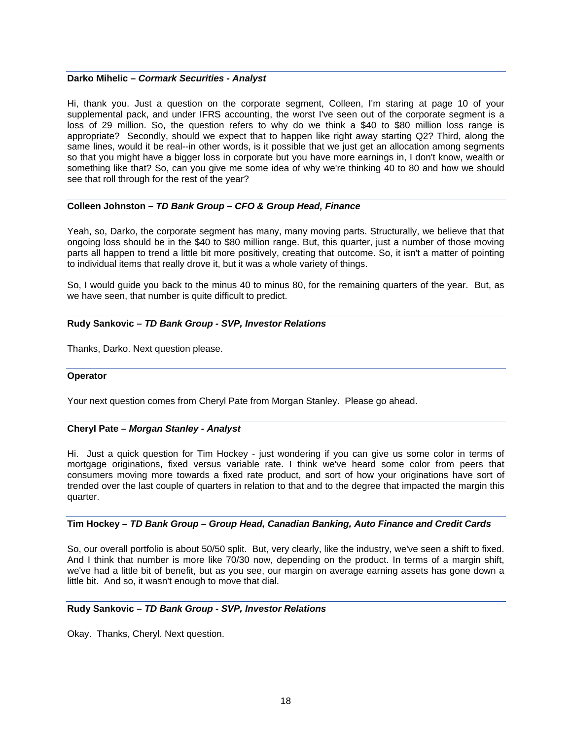**Darko Mihelic –** ***Cormark Securities - Analyst***

Hi, thank you. Just a question on the corporate segment, Colleen, I'm staring at page 10 of your supplemental pack, and under IFRS accounting, the worst I've seen out of the corporate segment is a loss of 29 million. So, the question refers to why do we think a $40 to $80 million loss range is appropriate? Secondly, should we expect that to happen like right away starting Q2? Third, along the same lines, would it be real--in other words, is it possible that we just get an allocation among segments so that you might have a bigger loss in corporate but you have more earnings in, I don't know, wealth or something like that? So, can you give me some idea of why we're thinking 40 to 80 and how we should see that roll through for the rest of the year?

**Colleen Johnston –** ***TD Bank Group – CFO & Group Head, Finance***

Yeah, so, Darko, the corporate segment has many, many moving parts. Structurally, we believe that that ongoing loss should be in the $40 to $80 million range. But, this quarter, just a number of those moving parts all happen to trend a little bit more positively, creating that outcome. So, it isn't a matter of pointing to individual items that really drove it, but it was a whole variety of things.

So, I would guide you back to the minus 40 to minus 80, for the remaining quarters of the year. But, as we have seen, that number is quite difficult to predict.

**Rudy Sankovic –** ***TD Bank Group - SVP, Investor Relations***

Thanks, Darko. Next question please.

**Operator**

Your next question comes from Cheryl Pate from Morgan Stanley. Please go ahead.

**Cheryl Pate –** ***Morgan Stanley - Analyst***

Hi. Just a quick question for Tim Hockey - just wondering if you can give us some color in terms of mortgage originations, fixed versus variable rate. I think we've heard some color from peers that consumers moving more towards a fixed rate product, and sort of how your originations have sort of trended over the last couple of quarters in relation to that and to the degree that impacted the margin this quarter.

**Tim Hockey –** ***TD Bank Group – Group Head, Canadian Banking, Auto Finance and Credit Cards***

So, our overall portfolio is about 50/50 split. But, very clearly, like the industry, we've seen a shift to fixed. And I think that number is more like 70/30 now, depending on the product. In terms of a margin shift, we've had a little bit of benefit, but as you see, our margin on average earning assets has gone down a little bit. And so, it wasn't enough to move that dial.

**Rudy Sankovic –** ***TD Bank Group - SVP, Investor Relations***

Okay. Thanks, Cheryl. Next question.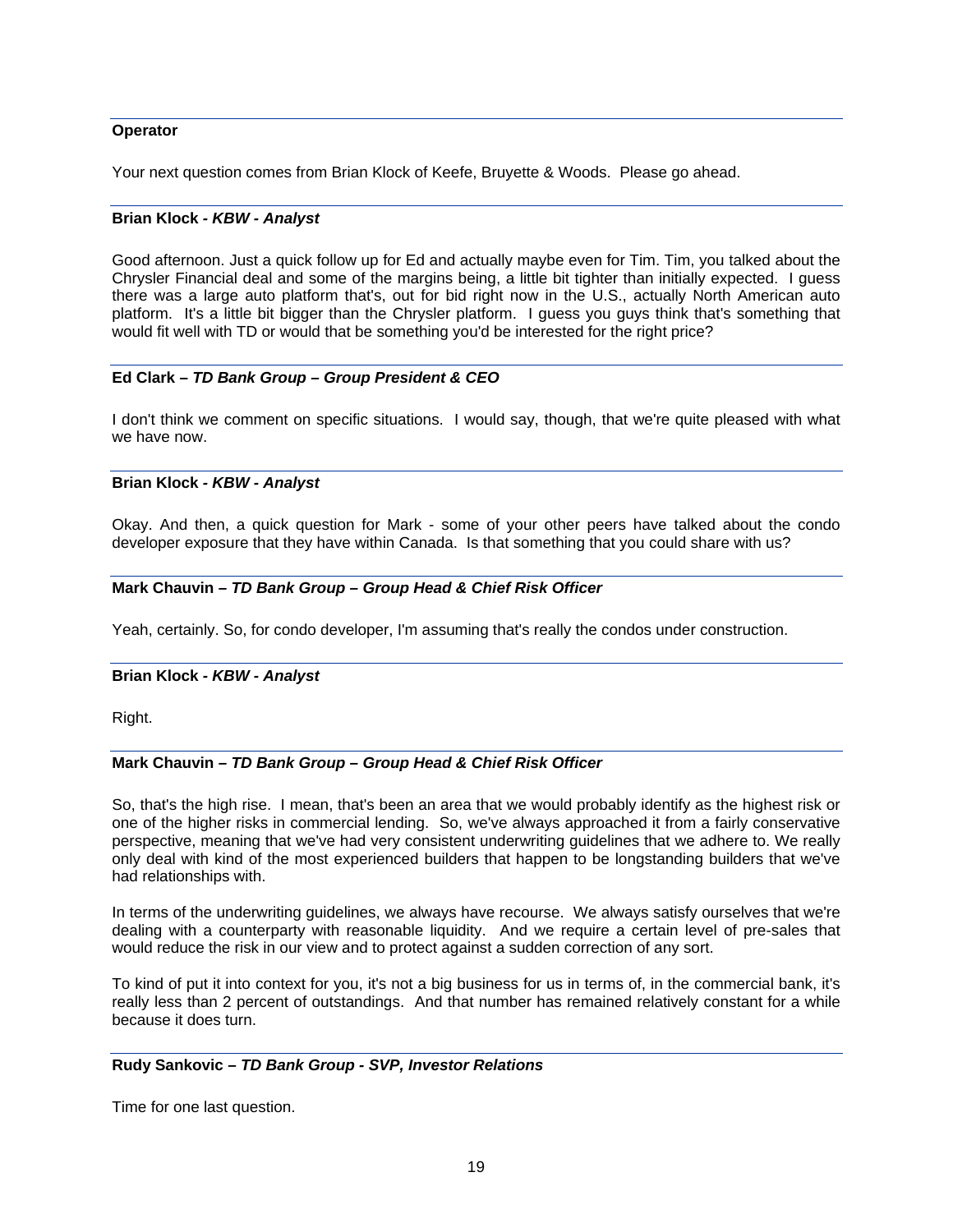**Operator**

Your next question comes from Brian Klock of Keefe, Bruyette & Woods. Please go ahead.

**Brian Klock -** ***KBW - Analyst***

Good afternoon. Just a quick follow up for Ed and actually maybe even for Tim. Tim, you talked about the Chrysler Financial deal and some of the margins being, a little bit tighter than initially expected. I guess there was a large auto platform that's, out for bid right now in the U.S., actually North American auto platform. It's a little bit bigger than the Chrysler platform. I guess you guys think that's something that would fit well with TD or would that be something you'd be interested for the right price?

**Ed Clark –** ***TD Bank Group – Group President & CEO***

I don't think we comment on specific situations. I would say, though, that we're quite pleased with what we have now.

**Brian Klock -** ***KBW - Analyst***

Okay. And then, a quick question for Mark - some of your other peers have talked about the condo developer exposure that they have within Canada. Is that something that you could share with us?

**Mark Chauvin –** ***TD Bank Group – Group Head & Chief Risk Officer***

Yeah, certainly. So, for condo developer, I'm assuming that's really the condos under construction.

**Brian Klock -** ***KBW - Analyst***

Right.

**Mark Chauvin –** ***TD Bank Group – Group Head & Chief Risk Officer***

So, that's the high rise. I mean, that's been an area that we would probably identify as the highest risk or one of the higher risks in commercial lending. So, we've always approached it from a fairly conservative perspective, meaning that we've had very consistent underwriting guidelines that we adhere to. We really only deal with kind of the most experienced builders that happen to be longstanding builders that we've had relationships with.

In terms of the underwriting guidelines, we always have recourse. We always satisfy ourselves that we're dealing with a counterparty with reasonable liquidity. And we require a certain level of pre-sales that would reduce the risk in our view and to protect against a sudden correction of any sort.

To kind of put it into context for you, it's not a big business for us in terms of, in the commercial bank, it's really less than 2 percent of outstandings. And that number has remained relatively constant for a while because it does turn.

**Rudy Sankovic –** ***TD Bank Group - SVP, Investor Relations***

Time for one last question.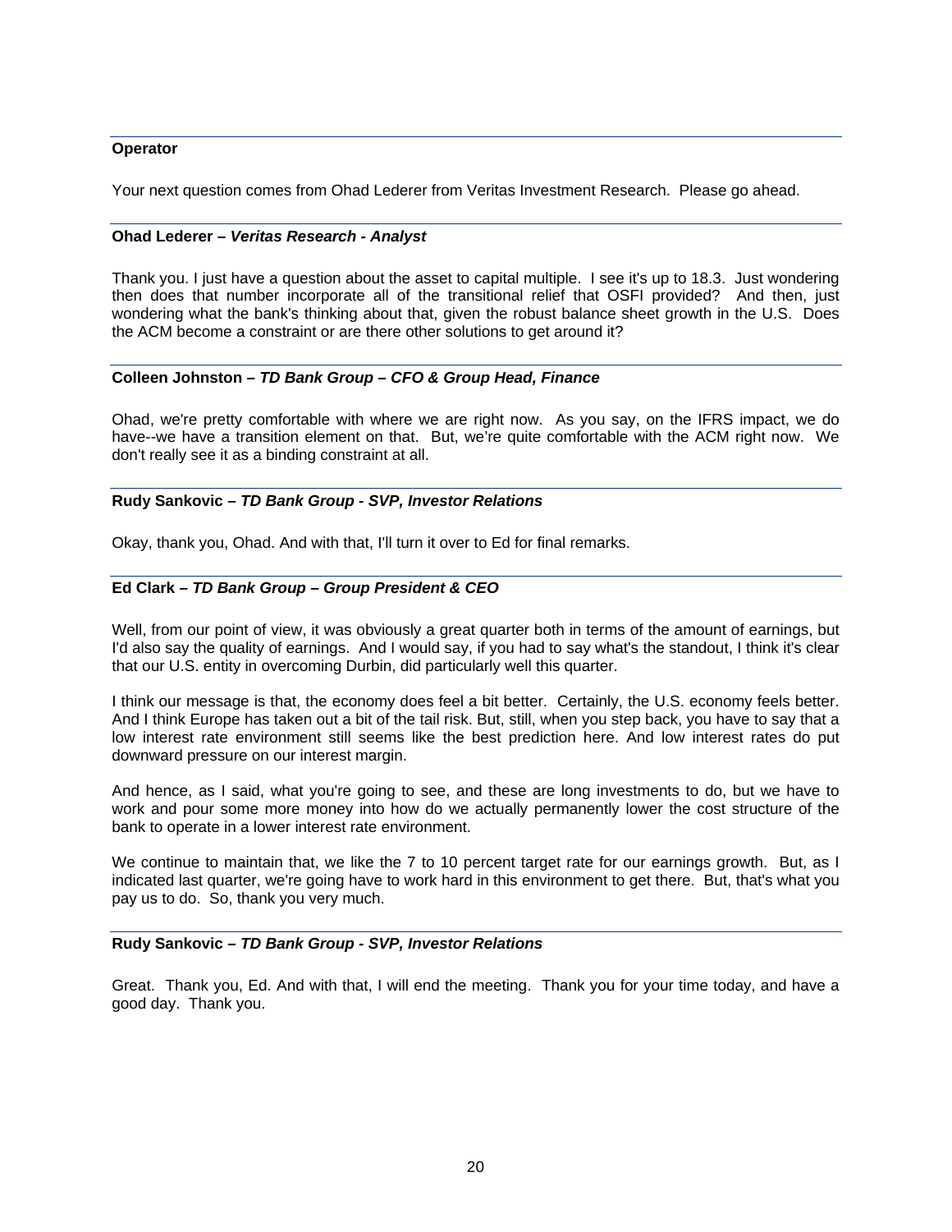**Operator**

Your next question comes from Ohad Lederer from Veritas Investment Research. Please go ahead.

**Ohad Lederer –** ***Veritas Research - Analyst***

Thank you. I just have a question about the asset to capital multiple. I see it's up to 18.3. Just wondering then does that number incorporate all of the transitional relief that OSFI provided? And then, just wondering what the bank's thinking about that, given the robust balance sheet growth in the U.S. Does the ACM become a constraint or are there other solutions to get around it?

**Colleen Johnston –** ***TD Bank Group – CFO & Group Head, Finance***

Ohad, we're pretty comfortable with where we are right now. As you say, on the IFRS impact, we do have--we have a transition element on that. But, we're quite comfortable with the ACM right now. We don't really see it as a binding constraint at all.

**Rudy Sankovic –** ***TD Bank Group - SVP, Investor Relations***

Okay, thank you, Ohad. And with that, I'll turn it over to Ed for final remarks.

**Ed Clark –** ***TD Bank Group – Group President & CEO***

Well, from our point of view, it was obviously a great quarter both in terms of the amount of earnings, but I'd also say the quality of earnings. And I would say, if you had to say what's the standout, I think it's clear that our U.S. entity in overcoming Durbin, did particularly well this quarter.

I think our message is that, the economy does feel a bit better. Certainly, the U.S. economy feels better. And I think Europe has taken out a bit of the tail risk. But, still, when you step back, you have to say that a low interest rate environment still seems like the best prediction here. And low interest rates do put downward pressure on our interest margin.

And hence, as I said, what you're going to see, and these are long investments to do, but we have to work and pour some more money into how do we actually permanently lower the cost structure of the bank to operate in a lower interest rate environment.

We continue to maintain that, we like the 7 to 10 percent target rate for our earnings growth. But, as I indicated last quarter, we're going have to work hard in this environment to get there. But, that's what you pay us to do. So, thank you very much.

**Rudy Sankovic –** ***TD Bank Group - SVP, Investor Relations***

Great. Thank you, Ed. And with that, I will end the meeting. Thank you for your time today, and have a good day. Thank you.